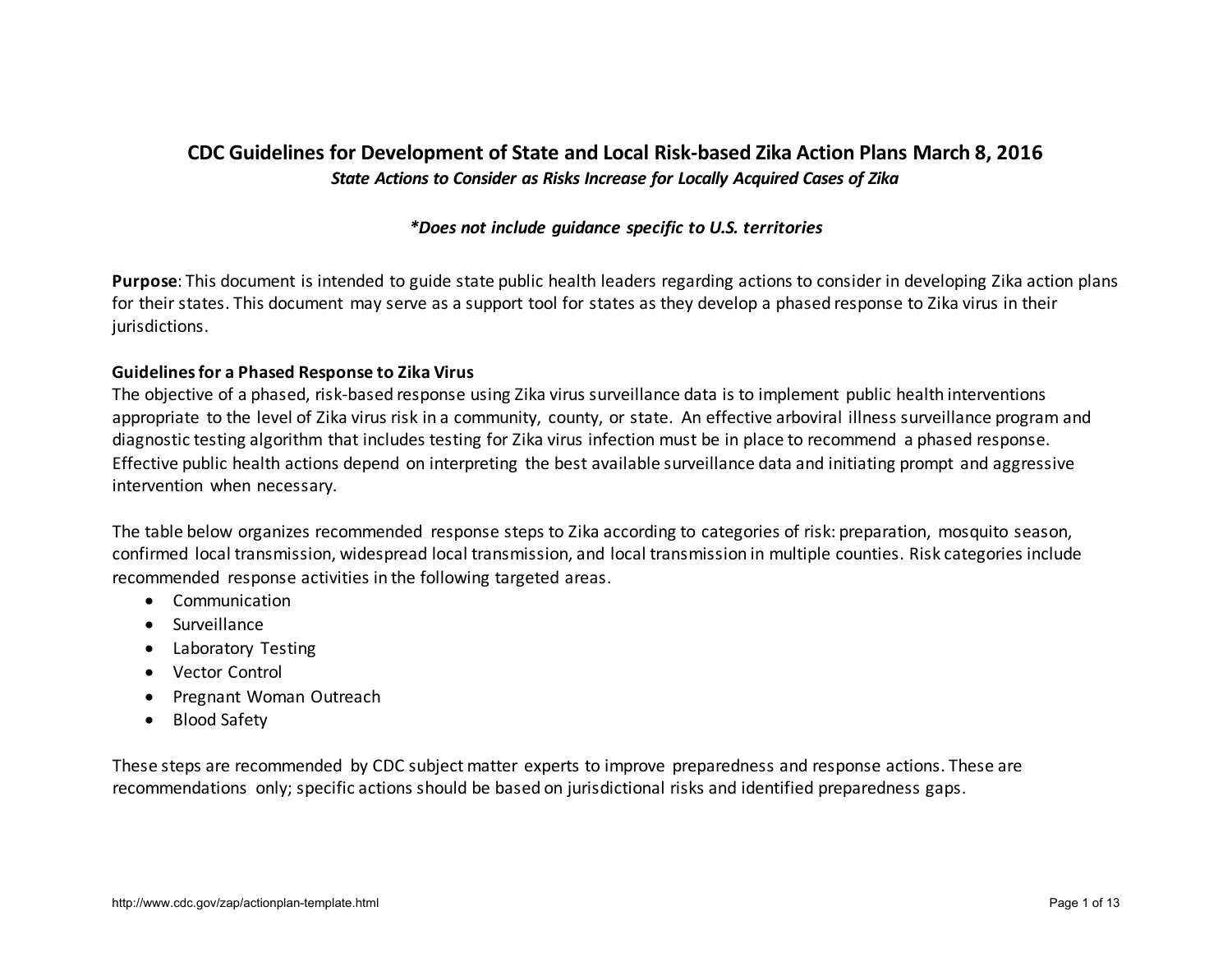# CDC Guidelines for Development of State and Local Risk-based Zika Action Plans March 8, 2016

***State Actions to Consider as Risks Increase for Locally Acquired Cases of Zika***

***Does not include guidance specific to U.S. territories**

**Purpose**: This document is intended to guide state public health leaders regarding actions to consider in developing Zika action plans for their states. This document may serve as a support tool for states as they develop a phased response to Zika virus in their jurisdictions.

**Guidelines for a Phased Response to Zika Virus**

The objective of a phased, risk-based response using Zika virus surveillance data is to implement public health interventions appropriate to the level of Zika virus risk in a community, county, or state. An effective arboviral illness surveillance program and diagnostic testing algorithm that includes testing for Zika virus infection must be in place to recommend a phased response. Effective public health actions depend on interpreting the best available surveillance data and initiating prompt and aggressive intervention when necessary.

The table below organizes recommended response steps to Zika according to categories of risk: preparation, mosquito season, confirmed local transmission, widespread local transmission, and local transmission in multiple counties. Risk categories include recommended response activities in the following targeted areas.

- Communication
- Surveillance
- Laboratory Testing
- Vector Control
- Pregnant Woman Outreach
- Blood Safety

These steps are recommended by CDC subject matter experts to improve preparedness and response actions. These are recommendations only; specific actions should be based on jurisdictional risks and identified preparedness gaps.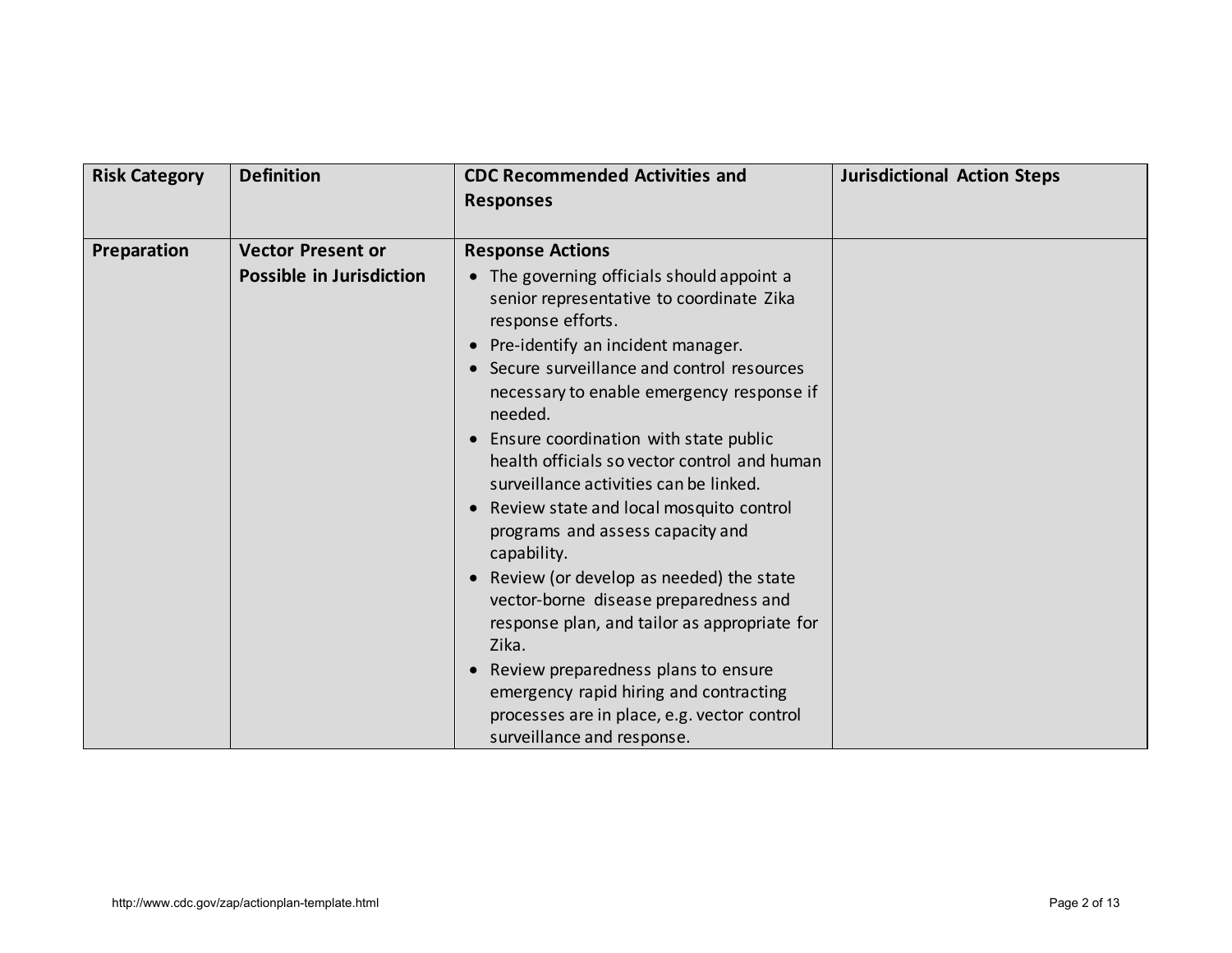| Risk Category | Definition | CDC Recommended Activities and Responses | Jurisdictional Action Steps |
|---|---|---|---|
| **Preparation** | **Vector Present or Possible in Jurisdiction** | **Response Actions**<br>• The governing officials should appoint a senior representative to coordinate Zika response efforts.<br>• Pre-identify an incident manager.<br>• Secure surveillance and control resources necessary to enable emergency response if needed.<br>• Ensure coordination with state public health officials so vector control and human surveillance activities can be linked.<br>• Review state and local mosquito control programs and assess capacity and capability.<br>• Review (or develop as needed) the state vector-borne disease preparedness and response plan, and tailor as appropriate for Zika.<br>• Review preparedness plans to ensure emergency rapid hiring and contracting processes are in place, e.g. vector control surveillance and response. | |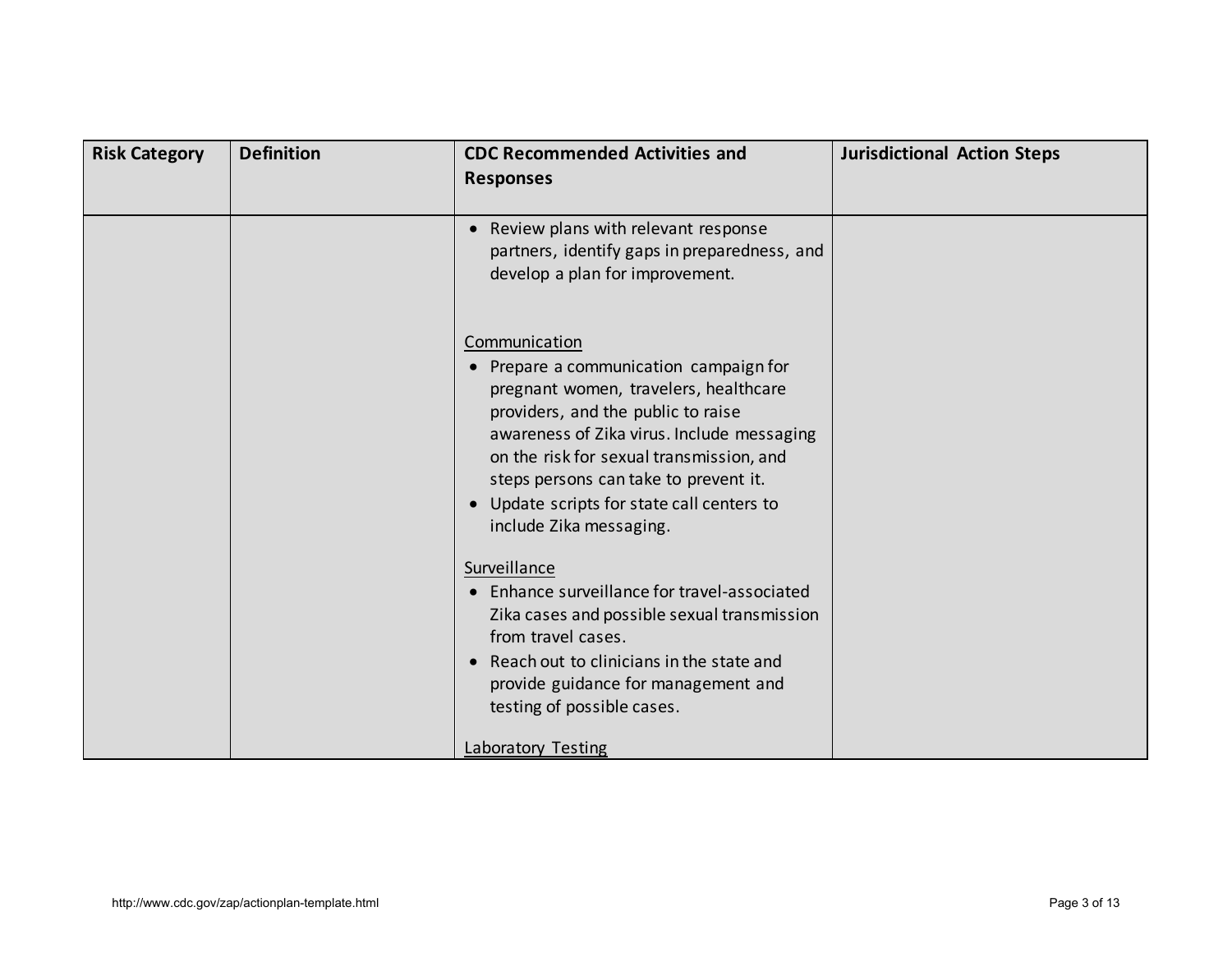| Risk Category | Definition | CDC Recommended Activities and Responses | Jurisdictional Action Steps |
|---|---|---|---|
| | | • Review plans with relevant response partners, identify gaps in preparedness, and develop a plan for improvement.<br><br><u>Communication</u><br>• Prepare a communication campaign for pregnant women, travelers, healthcare providers, and the public to raise awareness of Zika virus. Include messaging on the risk for sexual transmission, and steps persons can take to prevent it.<br>• Update scripts for state call centers to include Zika messaging.<br><br><u>Surveillance</u><br>• Enhance surveillance for travel-associated Zika cases and possible sexual transmission from travel cases.<br>• Reach out to clinicians in the state and provide guidance for management and testing of possible cases.<br><br><u>Laboratory Testing</u> | |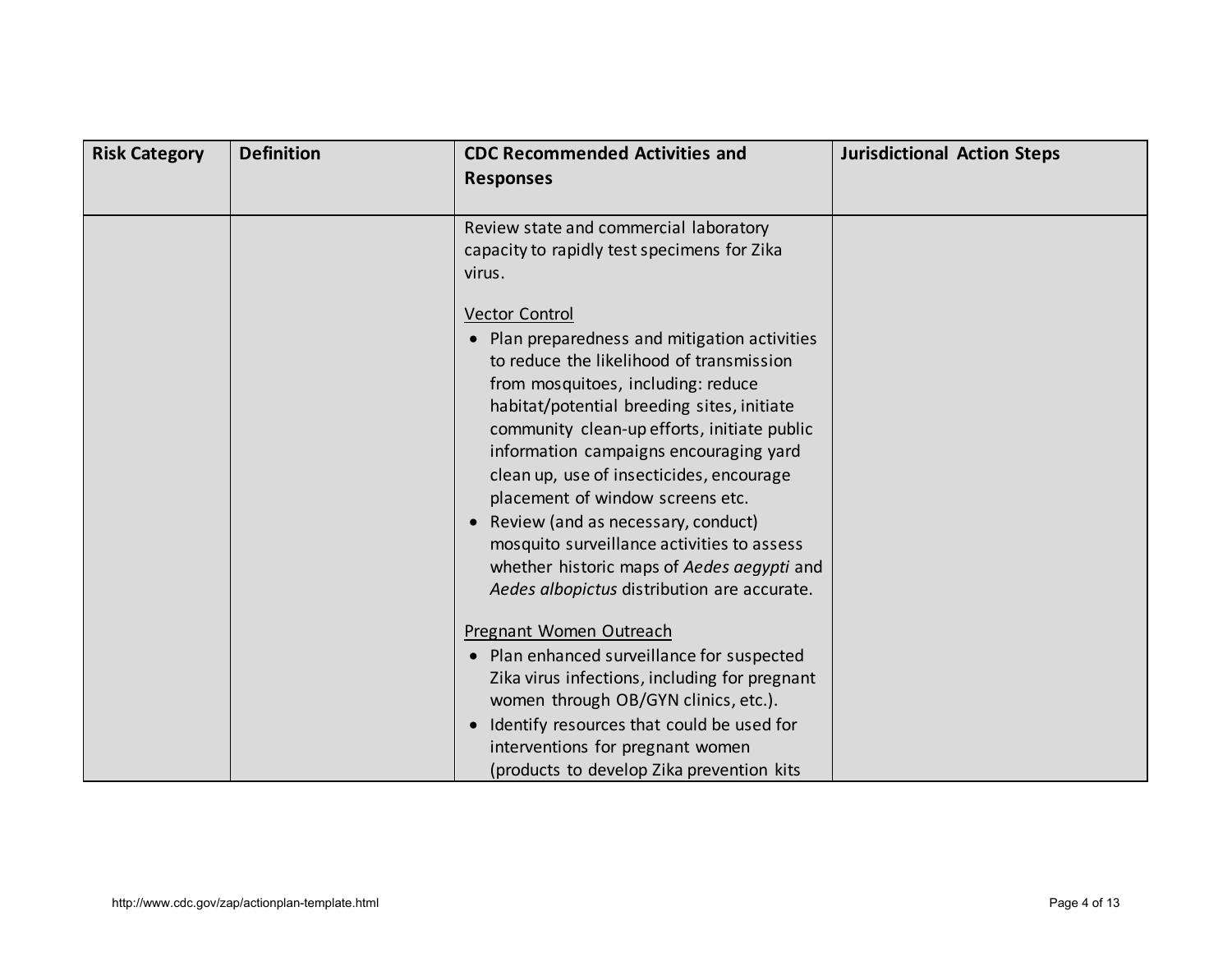| Risk Category | Definition | CDC Recommended Activities and Responses | Jurisdictional Action Steps |
|---|---|---|---|
| | | Review state and commercial laboratory capacity to rapidly test specimens for Zika virus.<br><br><u>Vector Control</u><br>• Plan preparedness and mitigation activities to reduce the likelihood of transmission from mosquitoes, including: reduce habitat/potential breeding sites, initiate community clean-up efforts, initiate public information campaigns encouraging yard clean up, use of insecticides, encourage placement of window screens etc.<br>• Review (and as necessary, conduct) mosquito surveillance activities to assess whether historic maps of *Aedes aegypti* and *Aedes albopictus* distribution are accurate.<br><br><u>Pregnant Women Outreach</u><br>• Plan enhanced surveillance for suspected Zika virus infections, including for pregnant women through OB/GYN clinics, etc.).<br>• Identify resources that could be used for interventions for pregnant women (products to develop Zika prevention kits | |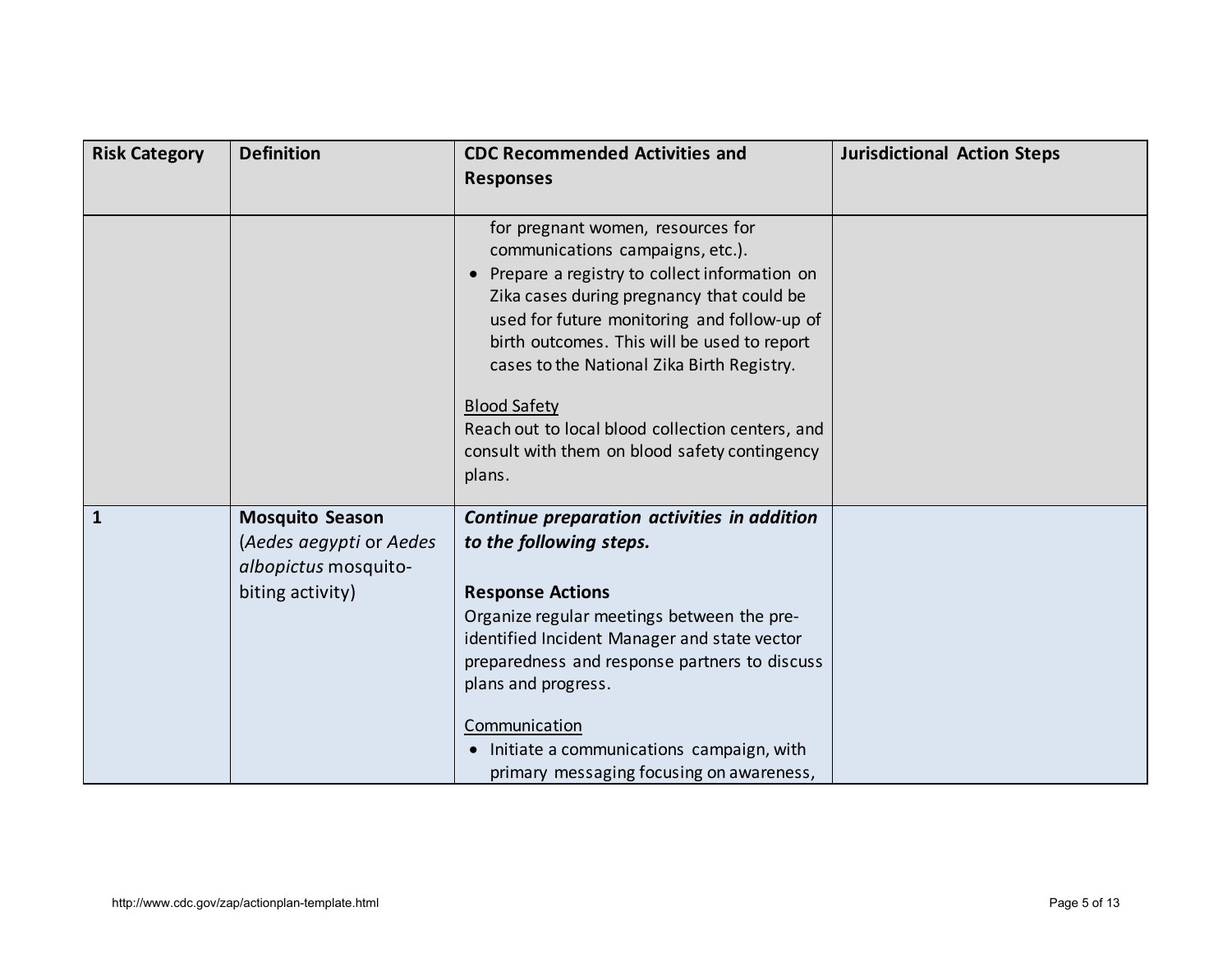| Risk Category | Definition | CDC Recommended Activities and Responses | Jurisdictional Action Steps |
| --- | --- | --- | --- |
| | | for pregnant women, resources for communications campaigns, etc.).<br>• Prepare a registry to collect information on Zika cases during pregnancy that could be used for future monitoring and follow-up of birth outcomes. This will be used to report cases to the National Zika Birth Registry.<br><br><u>Blood Safety</u><br>Reach out to local blood collection centers, and consult with them on blood safety contingency plans. | |
| **1** | **Mosquito Season** (*Aedes aegypti* or *Aedes albopictus* mosquito-biting activity) | ***Continue preparation activities in addition to the following steps.***<br><br>**Response Actions**<br>Organize regular meetings between the pre-identified Incident Manager and state vector preparedness and response partners to discuss plans and progress.<br><br><u>Communication</u><br>• Initiate a communications campaign, with primary messaging focusing on awareness, | |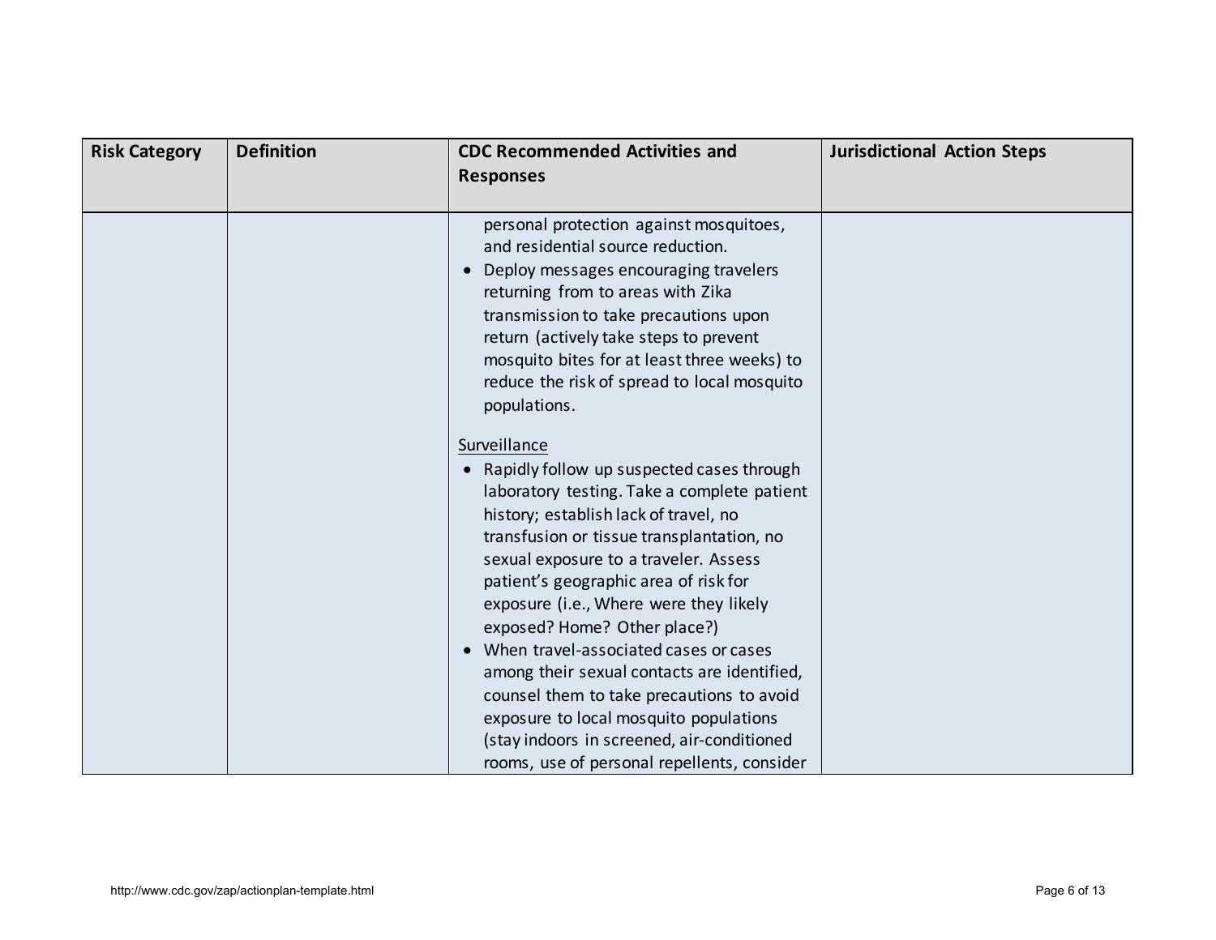| Risk Category | Definition | CDC Recommended Activities and Responses | Jurisdictional Action Steps |
|---|---|---|---|
| | | personal protection against mosquitoes, and residential source reduction.<br>• Deploy messages encouraging travelers returning from to areas with Zika transmission to take precautions upon return (actively take steps to prevent mosquito bites for at least three weeks) to reduce the risk of spread to local mosquito populations.<br><br><u>Surveillance</u><br>• Rapidly follow up suspected cases through laboratory testing. Take a complete patient history; establish lack of travel, no transfusion or tissue transplantation, no sexual exposure to a traveler. Assess patient's geographic area of risk for exposure (i.e., Where were they likely exposed? Home? Other place?)<br>• When travel-associated cases or cases among their sexual contacts are identified, counsel them to take precautions to avoid exposure to local mosquito populations (stay indoors in screened, air-conditioned rooms, use of personal repellents, consider | |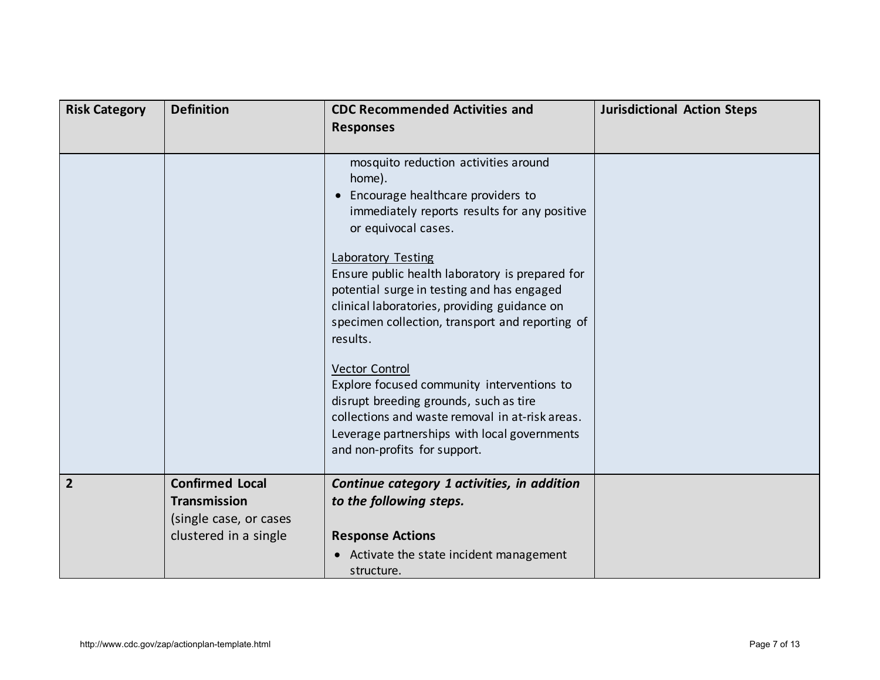| Risk Category | Definition | CDC Recommended Activities and Responses | Jurisdictional Action Steps |
|---|---|---|---|
| | | mosquito reduction activities around home).<br>• Encourage healthcare providers to immediately reports results for any positive or equivocal cases.<br><br><u>Laboratory Testing</u><br>Ensure public health laboratory is prepared for potential surge in testing and has engaged clinical laboratories, providing guidance on specimen collection, transport and reporting of results.<br><br><u>Vector Control</u><br>Explore focused community interventions to disrupt breeding grounds, such as tire collections and waste removal in at-risk areas. Leverage partnerships with local governments and non-profits for support. | |
| **2** | **Confirmed Local Transmission** (single case, or cases clustered in a single | ***Continue category 1 activities, in addition to the following steps.***<br><br>**Response Actions**<br>• Activate the state incident management structure. | |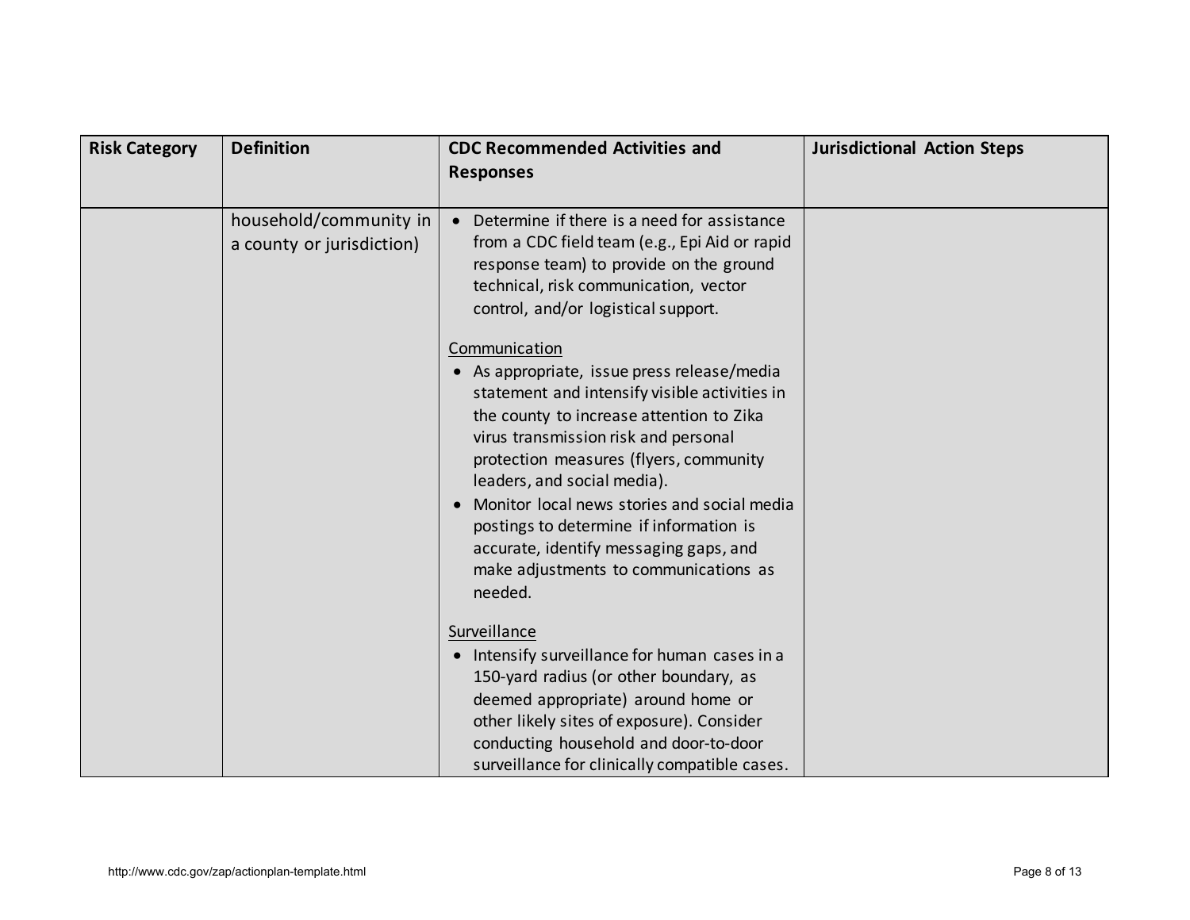| Risk Category | Definition | CDC Recommended Activities and Responses | Jurisdictional Action Steps |
|---|---|---|---|
| | household/community in a county or jurisdiction) | • Determine if there is a need for assistance from a CDC field team (e.g., Epi Aid or rapid response team) to provide on the ground technical, risk communication, vector control, and/or logistical support.<br><br><u>Communication</u><br>• As appropriate, issue press release/media statement and intensify visible activities in the county to increase attention to Zika virus transmission risk and personal protection measures (flyers, community leaders, and social media).<br>• Monitor local news stories and social media postings to determine if information is accurate, identify messaging gaps, and make adjustments to communications as needed.<br><br><u>Surveillance</u><br>• Intensify surveillance for human cases in a 150-yard radius (or other boundary, as deemed appropriate) around home or other likely sites of exposure). Consider conducting household and door-to-door surveillance for clinically compatible cases. | |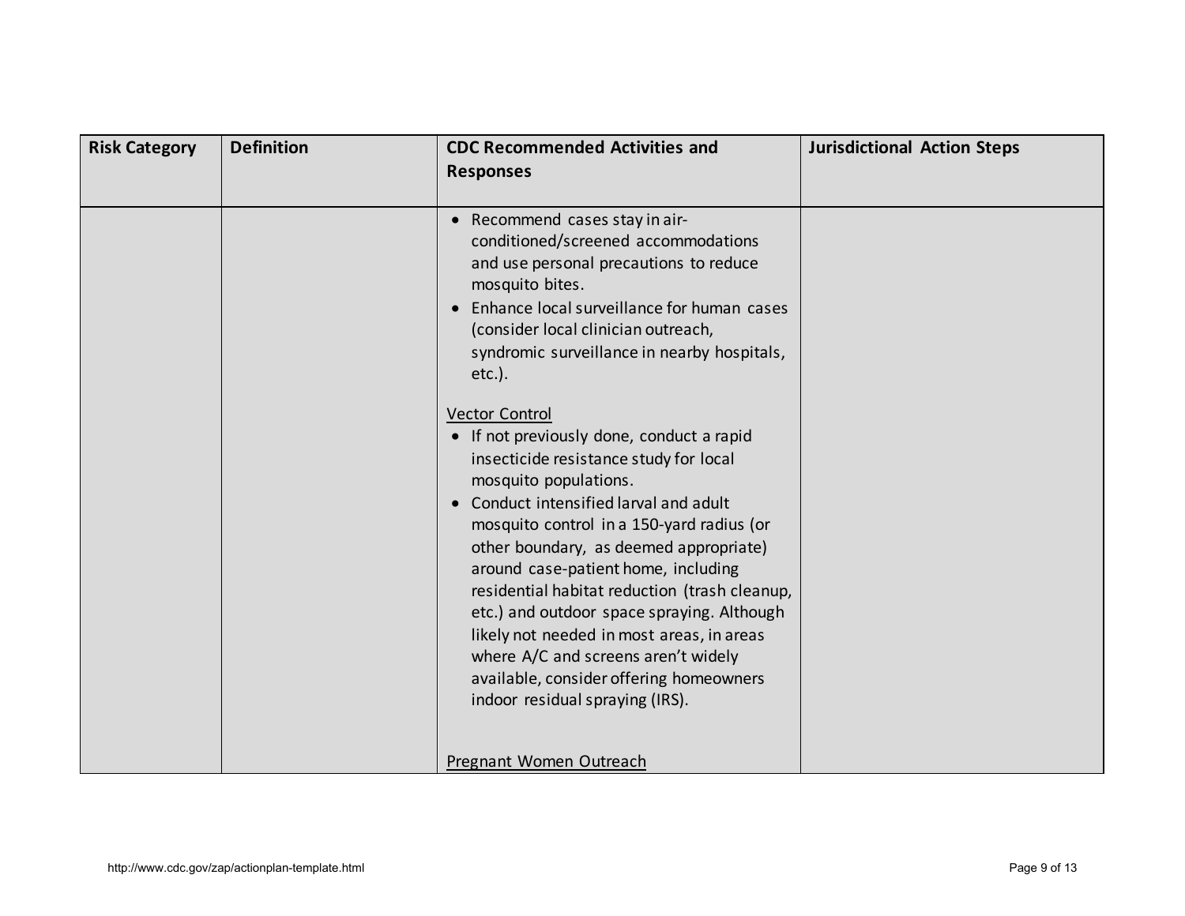| Risk Category | Definition | CDC Recommended Activities and Responses | Jurisdictional Action Steps |
|---|---|---|---|
| | | • Recommend cases stay in air-conditioned/screened accommodations and use personal precautions to reduce mosquito bites.<br>• Enhance local surveillance for human cases (consider local clinician outreach, syndromic surveillance in nearby hospitals, etc.).<br><br><u>Vector Control</u><br>• If not previously done, conduct a rapid insecticide resistance study for local mosquito populations.<br>• Conduct intensified larval and adult mosquito control in a 150-yard radius (or other boundary, as deemed appropriate) around case-patient home, including residential habitat reduction (trash cleanup, etc.) and outdoor space spraying. Although likely not needed in most areas, in areas where A/C and screens aren't widely available, consider offering homeowners indoor residual spraying (IRS).<br><br><u>Pregnant Women Outreach</u> | |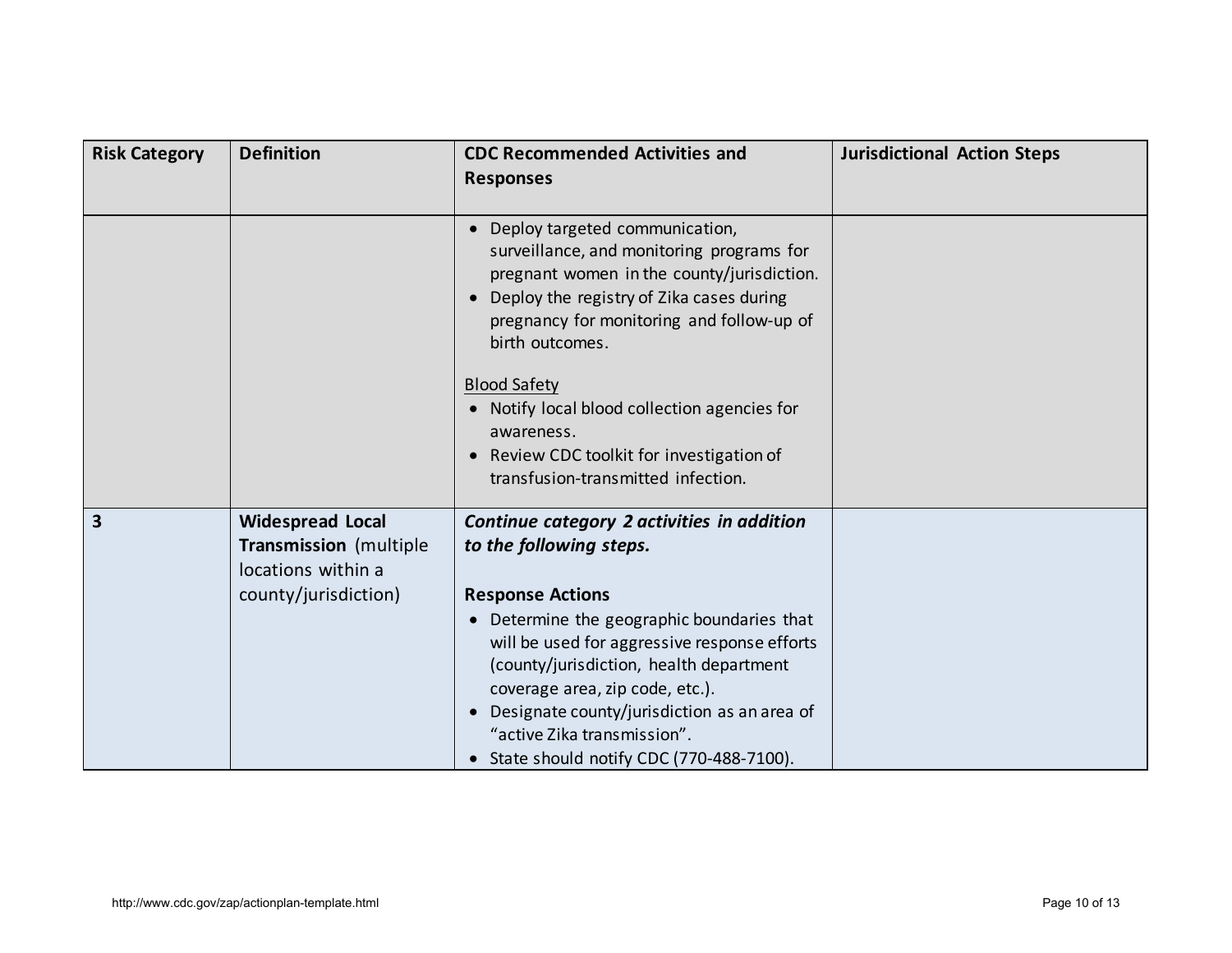| Risk Category | Definition | CDC Recommended Activities and Responses | Jurisdictional Action Steps |
|---|---|---|---|
| | | • Deploy targeted communication, surveillance, and monitoring programs for pregnant women in the county/jurisdiction.<br>• Deploy the registry of Zika cases during pregnancy for monitoring and follow-up of birth outcomes.<br><br><u>Blood Safety</u><br>• Notify local blood collection agencies for awareness.<br>• Review CDC toolkit for investigation of transfusion-transmitted infection. | |
| **3** | **Widespread Local Transmission** (multiple locations within a county/jurisdiction) | ***Continue category 2 activities in addition to the following steps.***<br><br>**Response Actions**<br>• Determine the geographic boundaries that will be used for aggressive response efforts (county/jurisdiction, health department coverage area, zip code, etc.).<br>• Designate county/jurisdiction as an area of "active Zika transmission".<br>• State should notify CDC (770-488-7100). | |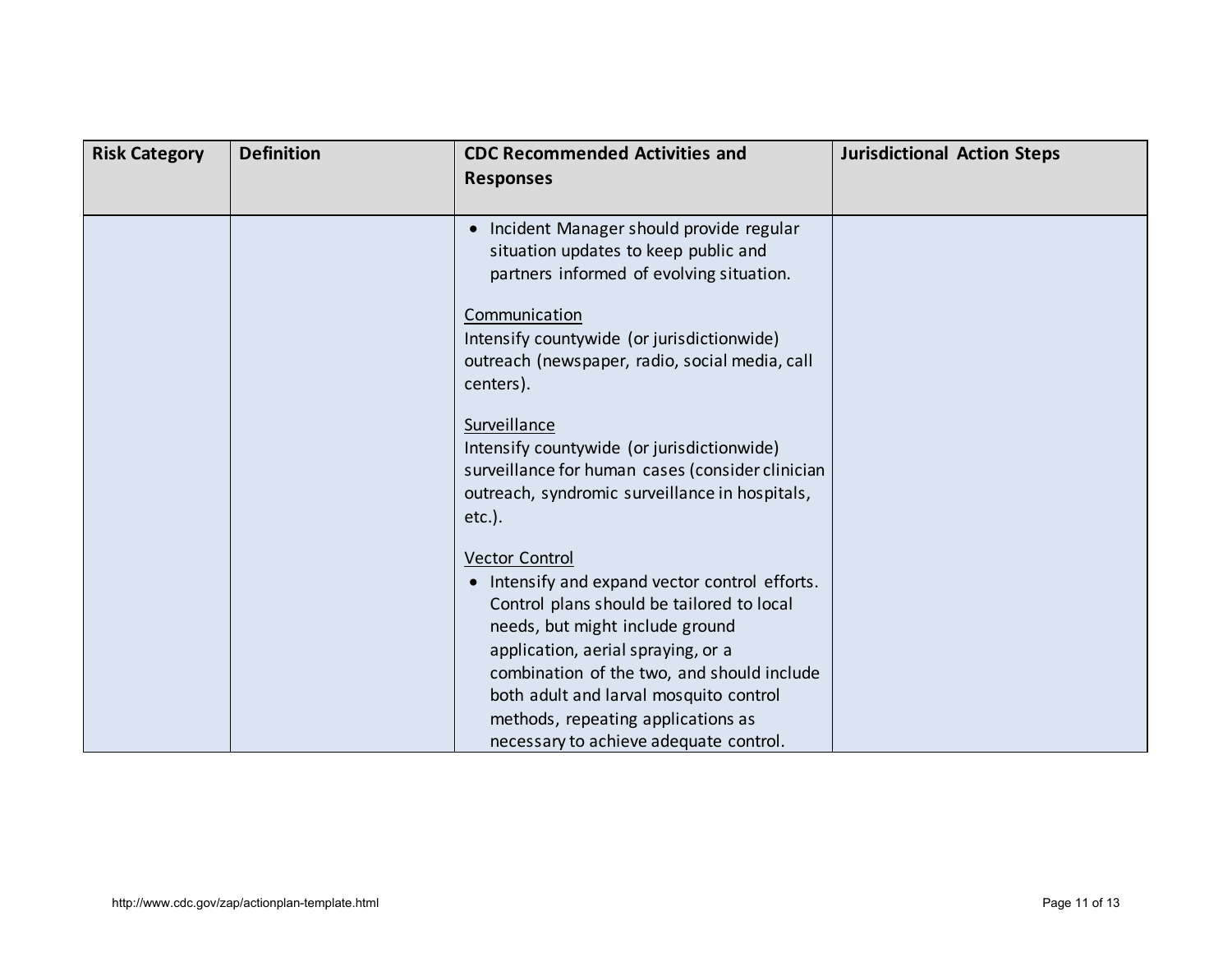| Risk Category | Definition | CDC Recommended Activities and Responses | Jurisdictional Action Steps |
|---|---|---|---|
| | | • Incident Manager should provide regular situation updates to keep public and partners informed of evolving situation.<br><br><u>Communication</u><br>Intensify countywide (or jurisdictionwide) outreach (newspaper, radio, social media, call centers).<br><br><u>Surveillance</u><br>Intensify countywide (or jurisdictionwide) surveillance for human cases (consider clinician outreach, syndromic surveillance in hospitals, etc.).<br><br><u>Vector Control</u><br>• Intensify and expand vector control efforts. Control plans should be tailored to local needs, but might include ground application, aerial spraying, or a combination of the two, and should include both adult and larval mosquito control methods, repeating applications as necessary to achieve adequate control. | |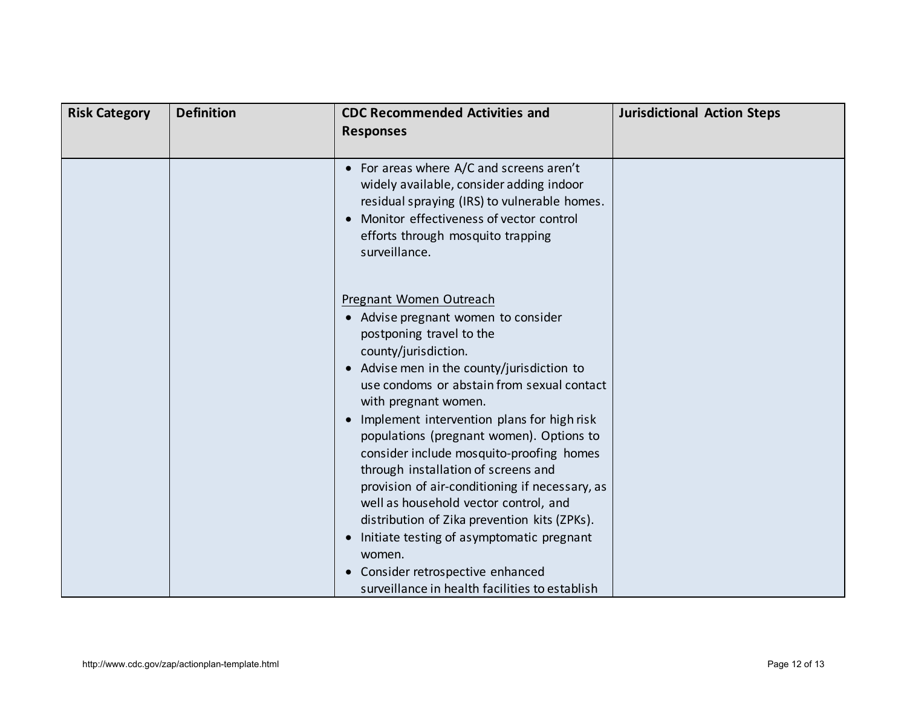| Risk Category | Definition | CDC Recommended Activities and Responses | Jurisdictional Action Steps |
|---|---|---|---|
| | | • For areas where A/C and screens aren't widely available, consider adding indoor residual spraying (IRS) to vulnerable homes.<br>• Monitor effectiveness of vector control efforts through mosquito trapping surveillance.<br><br><u>Pregnant Women Outreach</u><br>• Advise pregnant women to consider postponing travel to the county/jurisdiction.<br>• Advise men in the county/jurisdiction to use condoms or abstain from sexual contact with pregnant women.<br>• Implement intervention plans for high risk populations (pregnant women). Options to consider include mosquito-proofing homes through installation of screens and provision of air-conditioning if necessary, as well as household vector control, and distribution of Zika prevention kits (ZPKs).<br>• Initiate testing of asymptomatic pregnant women.<br>• Consider retrospective enhanced surveillance in health facilities to establish | |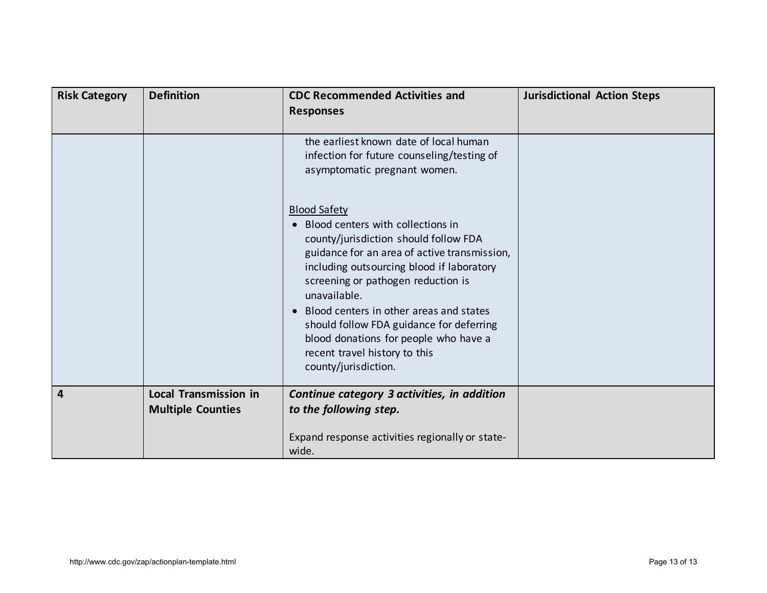| Risk Category | Definition | CDC Recommended Activities and Responses | Jurisdictional Action Steps |
|---|---|---|---|
| | | the earliest known date of local human infection for future counseling/testing of asymptomatic pregnant women.<br><br>Blood Safety<br>• Blood centers with collections in county/jurisdiction should follow FDA guidance for an area of active transmission, including outsourcing blood if laboratory screening or pathogen reduction is unavailable.<br>• Blood centers in other areas and states should follow FDA guidance for deferring blood donations for people who have a recent travel history to this county/jurisdiction. | |
| **4** | **Local Transmission in Multiple Counties** | ***Continue category 3 activities, in addition to the following step.***<br><br>Expand response activities regionally or state-wide. | |